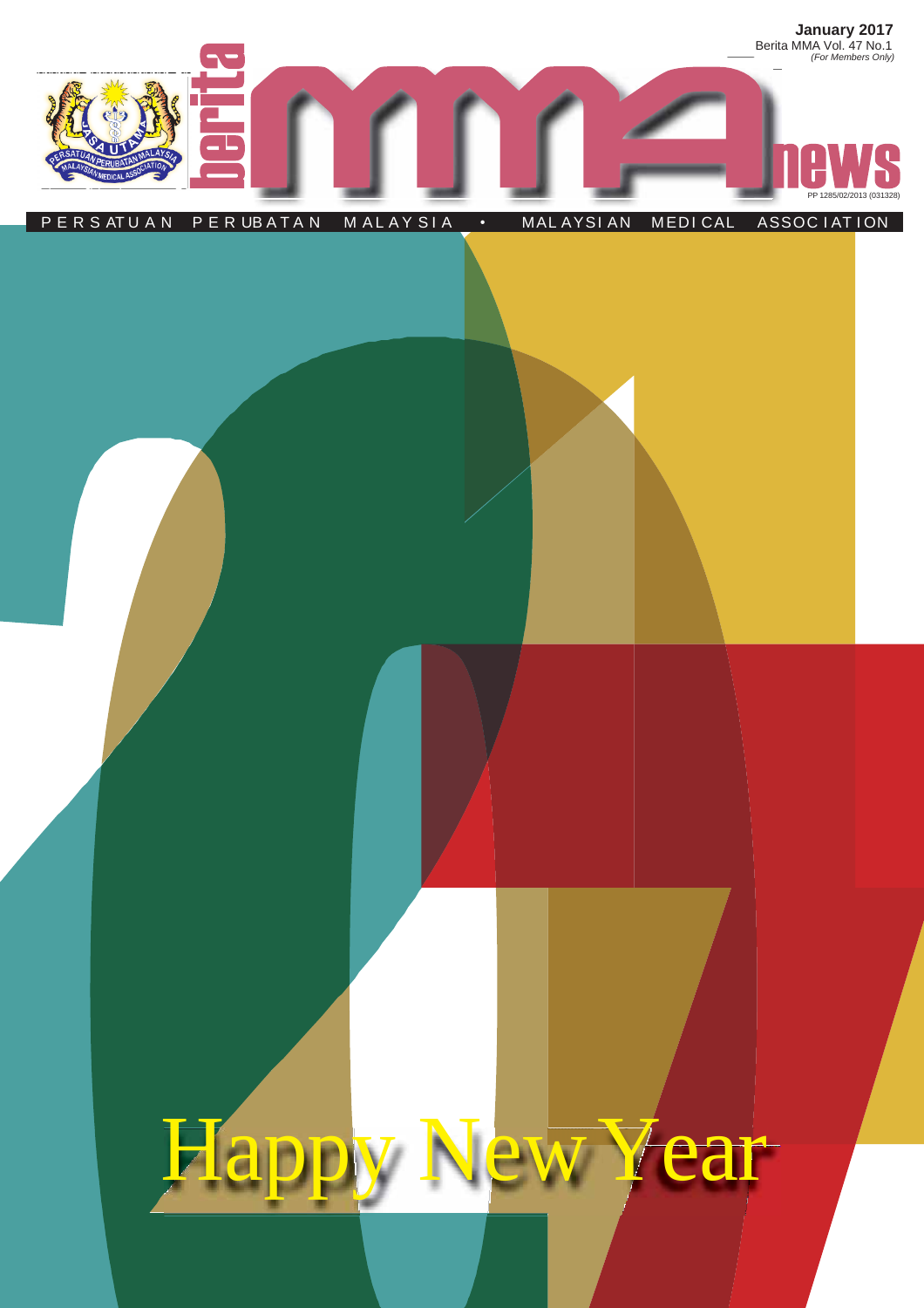January 2017

Berita MMA Vol. 47 No.1

*(For Members Only)*

# berita MMA news

PP 1285/02/2013 (031328)

PERSATUAN PERUBATAN MALAYSIA • MALAYSIAN MEDICAL ASSOCIATION

# Happy New Year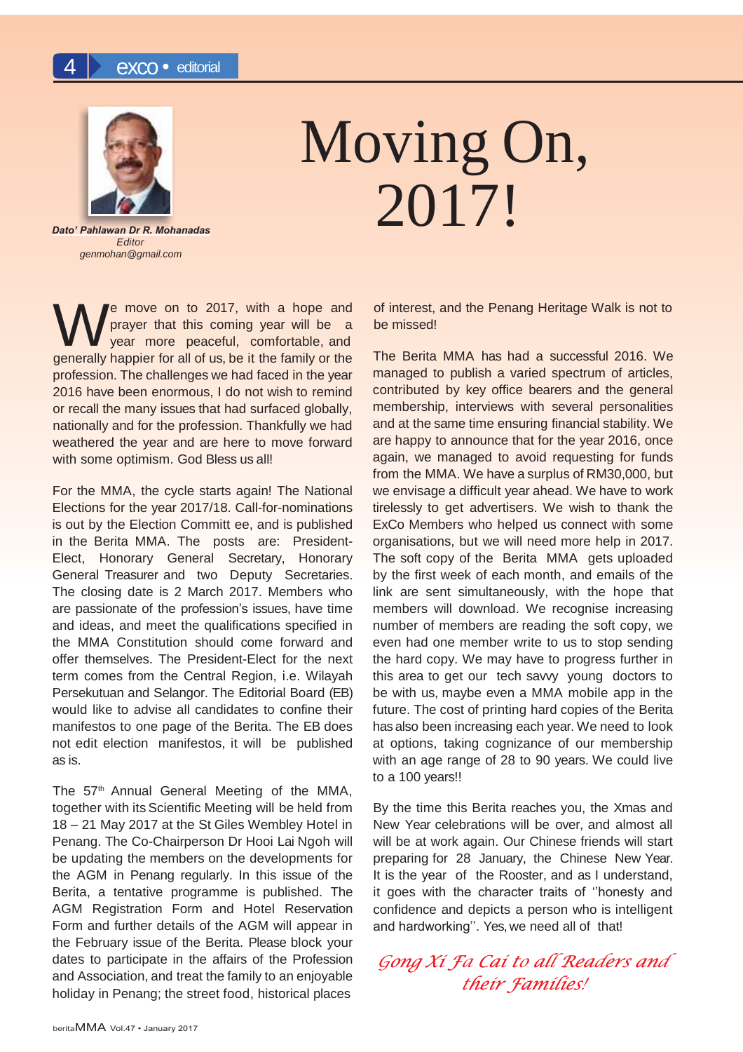Dato' Pahlawan Dr R. Mohanadas
*Editor*
*genmohan@gmail.com*

# Moving On, 2017!

We move on to 2017, with a hope and prayer that this coming year will be a year more peaceful, comfortable, and generally happier for all of us, be it the family or the profession. The challenges we had faced in the year 2016 have been enormous, I do not wish to remind or recall the many issues that had surfaced globally, nationally and for the profession. Thankfully we had weathered the year and are here to move forward with some optimism. God Bless us all!

For the MMA, the cycle starts again! The National Elections for the year 2017/18. Call-for-nominations is out by the Election Committ ee, and is published in the Berita MMA. The posts are: President-Elect, Honorary General Secretary, Honorary General Treasurer and two Deputy Secretaries. The closing date is 2 March 2017. Members who are passionate of the profession's issues, have time and ideas, and meet the qualifications specified in the MMA Constitution should come forward and offer themselves. The President-Elect for the next term comes from the Central Region, i.e. Wilayah Persekutuan and Selangor. The Editorial Board (EB) would like to advise all candidates to confine their manifestos to one page of the Berita. The EB does not edit election manifestos, it will be published as is.

The 57th Annual General Meeting of the MMA, together with its Scientific Meeting will be held from 18 – 21 May 2017 at the St Giles Wembley Hotel in Penang. The Co-Chairperson Dr Hooi Lai Ngoh will be updating the members on the developments for the AGM in Penang regularly. In this issue of the Berita, a tentative programme is published. The AGM Registration Form and Hotel Reservation Form and further details of the AGM will appear in the February issue of the Berita. Please block your dates to participate in the affairs of the Profession and Association, and treat the family to an enjoyable holiday in Penang; the street food, historical places of interest, and the Penang Heritage Walk is not to be missed!

The Berita MMA has had a successful 2016. We managed to publish a varied spectrum of articles, contributed by key office bearers and the general membership, interviews with several personalities and at the same time ensuring financial stability. We are happy to announce that for the year 2016, once again, we managed to avoid requesting for funds from the MMA. We have a surplus of RM30,000, but we envisage a difficult year ahead. We have to work tirelessly to get advertisers. We wish to thank the ExCo Members who helped us connect with some organisations, but we will need more help in 2017. The soft copy of the Berita MMA gets uploaded by the first week of each month, and emails of the link are sent simultaneously, with the hope that members will download. We recognise increasing number of members are reading the soft copy, we even had one member write to us to stop sending the hard copy. We may have to progress further in this area to get our tech savvy young doctors to be with us, maybe even a MMA mobile app in the future. The cost of printing hard copies of the Berita has also been increasing each year. We need to look at options, taking cognizance of our membership with an age range of 28 to 90 years. We could live to a 100 years!!

By the time this Berita reaches you, the Xmas and New Year celebrations will be over, and almost all will be at work again. Our Chinese friends will start preparing for 28 January, the Chinese New Year. It is the year of the Rooster, and as I understand, it goes with the character traits of ''honesty and confidence and depicts a person who is intelligent and hardworking''. Yes, we need all of that!

*Gong Xi Fa Cai to all Readers and their Families!*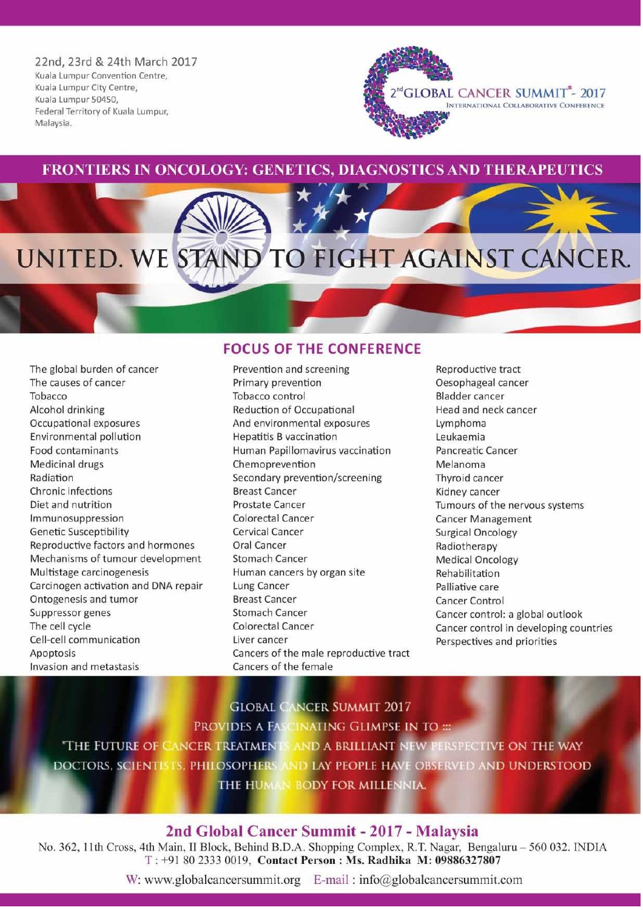22nd, 23rd & 24th March 2017
Kuala Lumpur Convention Centre,
Kuala Lumpur City Centre,
Kuala Lumpur 50450,
Federal Territory of Kuala Lumpur,
Malaysia.

2nd GLOBAL CANCER SUMMIT® - 2017
INTERNATIONAL COLLABORATIVE CONFERENCE

## FRONTIERS IN ONCOLOGY: GENETICS, DIAGNOSTICS AND THERAPEUTICS

# UNITED. WE STAND TO FIGHT AGAINST CANCER.

## FOCUS OF THE CONFERENCE

The global burden of cancer
The causes of cancer
Tobacco
Alcohol drinking
Occupational exposures
Environmental pollution
Food contaminants
Medicinal drugs
Radiation
Chronic infections
Diet and nutrition
Immunosuppression
Genetic Susceptibility
Reproductive factors and hormones
Mechanisms of tumour development
Multistage carcinogenesis
Carcinogen activation and DNA repair
Ontogenesis and tumor
Suppressor genes
The cell cycle
Cell-cell communication
Apoptosis
Invasion and metastasis

Prevention and screening
Primary prevention
Tobacco control
Reduction of Occupational
And environmental exposures
Hepatitis B vaccination
Human Papillomavirus vaccination
Chemoprevention
Secondary prevention/screening
Breast Cancer
Prostate Cancer
Colorectal Cancer
Cervical Cancer
Oral Cancer
Stomach Cancer
Human cancers by organ site
Lung Cancer
Breast Cancer
Stomach Cancer
Colorectal Cancer
Liver cancer
Cancers of the male reproductive tract
Cancers of the female

Reproductive tract
Oesophageal cancer
Bladder cancer
Head and neck cancer
Lymphoma
Leukaemia
Pancreatic Cancer
Melanoma
Thyroid cancer
Kidney cancer
Tumours of the nervous systems
Cancer Management
Surgical Oncology
Radiotherapy
Medical Oncology
Rehabilitation
Palliative care
Cancer Control
Cancer control: a global outlook
Cancer control in developing countries
Perspectives and priorities

GLOBAL CANCER SUMMIT 2017
PROVIDES A FASCINATING GLIMPSE IN TO :::
"THE FUTURE OF CANCER TREATMENTS AND A BRILLIANT NEW PERSPECTIVE ON THE WAY DOCTORS, SCIENTISTS, PHILOSOPHERS AND LAY PEOPLE HAVE OBSERVED AND UNDERSTOOD THE HUMAN BODY FOR MILLENNIA.

## 2nd Global Cancer Summit - 2017 - Malaysia

No. 362, 11th Cross, 4th Main, II Block, Behind B.D.A. Shopping Complex, R.T. Nagar, Bengaluru – 560 032. INDIA
T : +91 80 2333 0019, **Contact Person : Ms. Radhika M: 09886327807**

W: www.globalcancersummit.org E-mail : info@globalcancersummit.com